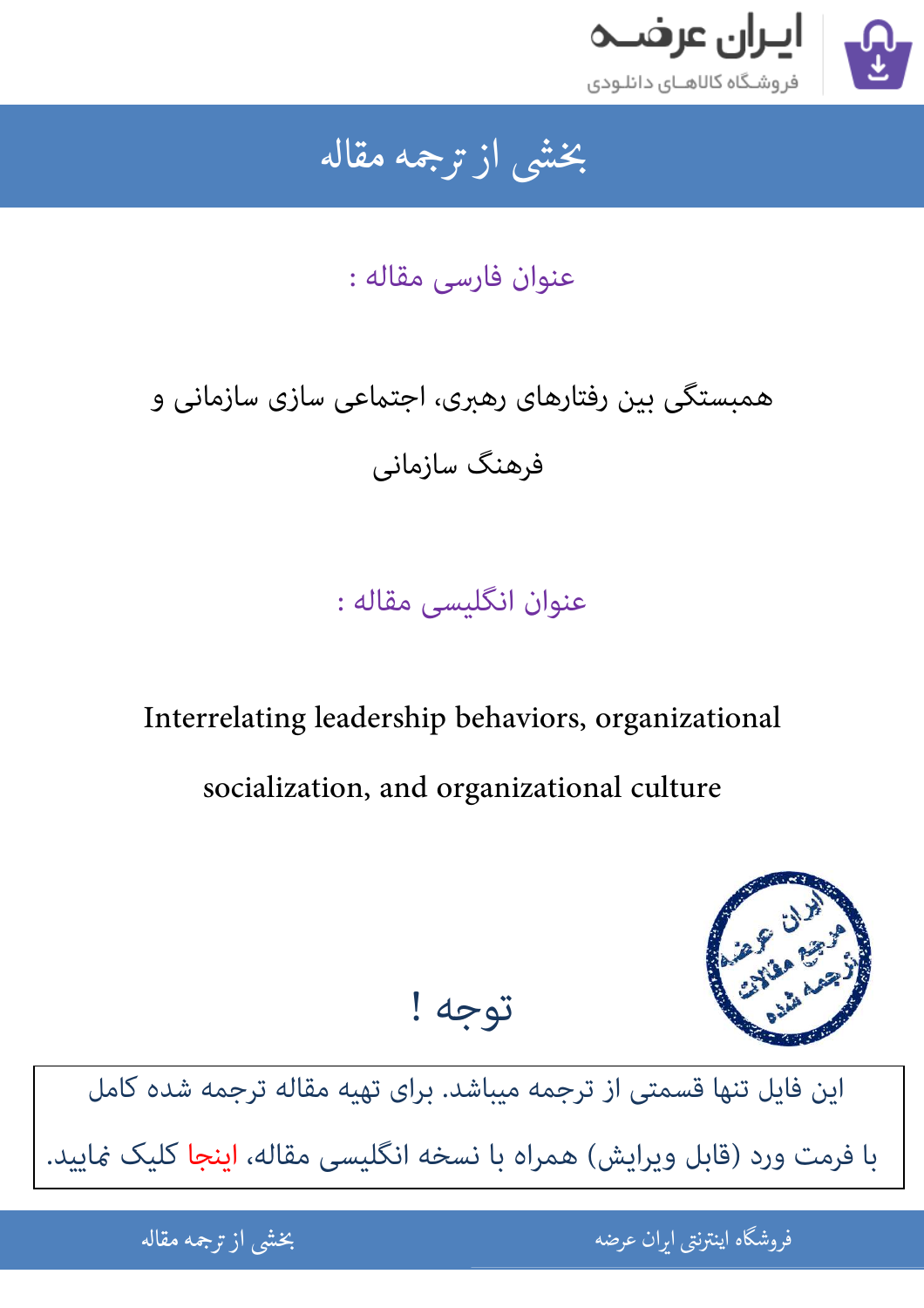# بخشی از ترجمه مقاله

## عنوان فارسی مقاله :

همبستگی بین رفتارهای رهبری، اجتماعی سازی سازمانی و فرهنگ سازمانی

## عنوان انگلیسی مقاله :

Interrelating leadership behaviors, organizational socialization, and organizational culture

## توجه !

این فایل تنها قسمتی از ترجمه میباشد. برای تهیه مقاله ترجمه شده کامل با فرمت ورد (قابل ویرایش) همراه با نسخه انگلیسی مقاله، اینجا کلیک نمایید.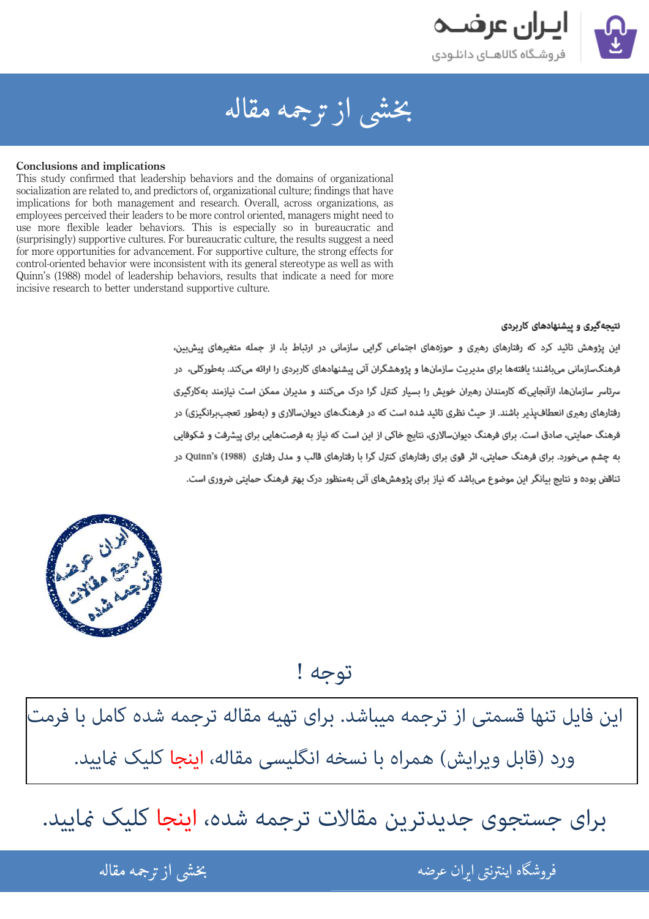# بخشی از ترجمه مقاله

**Conclusions and implications**

This study confirmed that leadership behaviors and the domains of organizational socialization are related to, and predictors of, organizational culture; findings that have implications for both management and research. Overall, across organizations, as employees perceived their leaders to be more control oriented, managers might need to use more flexible leader behaviors. This is especially so in bureaucratic and (surprisingly) supportive cultures. For bureaucratic culture, the results suggest a need for more opportunities for advancement. For supportive culture, the strong effects for control-oriented behavior were inconsistent with its general stereotype as well as with Quinn's (1988) model of leadership behaviors, results that indicate a need for more incisive research to better understand supportive culture.

**نتیجه‌گیری و پیشنهادهای کاربردی**

این پژوهش تائید کرد که رفتارهای رهبری و حوزه‌های اجتماعی گرایی سازمانی در ارتباط با، از جمله متغیرهای پیش‌بین، فرهنگ‌سازمانی می‌باشند؛ یافته‌ها برای مدیریت سازمان‌ها و پژوهشگران آتی پیشنهادهای کاربردی را ارائه می‌کند. به‌طورکلی، در سرتاسر سازمان‌ها، ازآنجایی‌که کارمندان رهبران خویش را بسیار کنترل گرا درک می‌کنند و مدیران ممکن است نیازمند به‌کارگیری رفتارهای رهبری انعطاف‌پذیر باشند. از حیث نظری تائید شده است که در فرهنگ‌های دیوان‌سالاری و (به‌طور تعجب‌برانگیز) در فرهنگ حمایتی، صادق است. برای فرهنگ دیوان‌سالاری، نتایج خاکی از این است که نیاز به فرصت‌هایی برای پیشرفت و شکوفایی به چشم می‌خورد. برای فرهنگ حمایتی، اثر قوی برای رفتارهای کنترل گرا با رفتارهای قالب و مدل رفتاری Quinn's (1988) در تناقض بوده و نتایج بیانگر این موضوع می‌باشد که نیاز برای پژوهش‌های آتی به‌منظور درک بهتر فرهنگ حمایتی ضروری است.

توجه !

این فایل تنها قسمتی از ترجمه میباشد. برای تهیه مقاله ترجمه شده کامل با فرمت ورد (قابل ویرایش) همراه با نسخه انگلیسی مقاله، اینجا کلیک نمایید.

برای جستجوی جدیدترین مقالات ترجمه شده، اینجا کلیک نمایید.